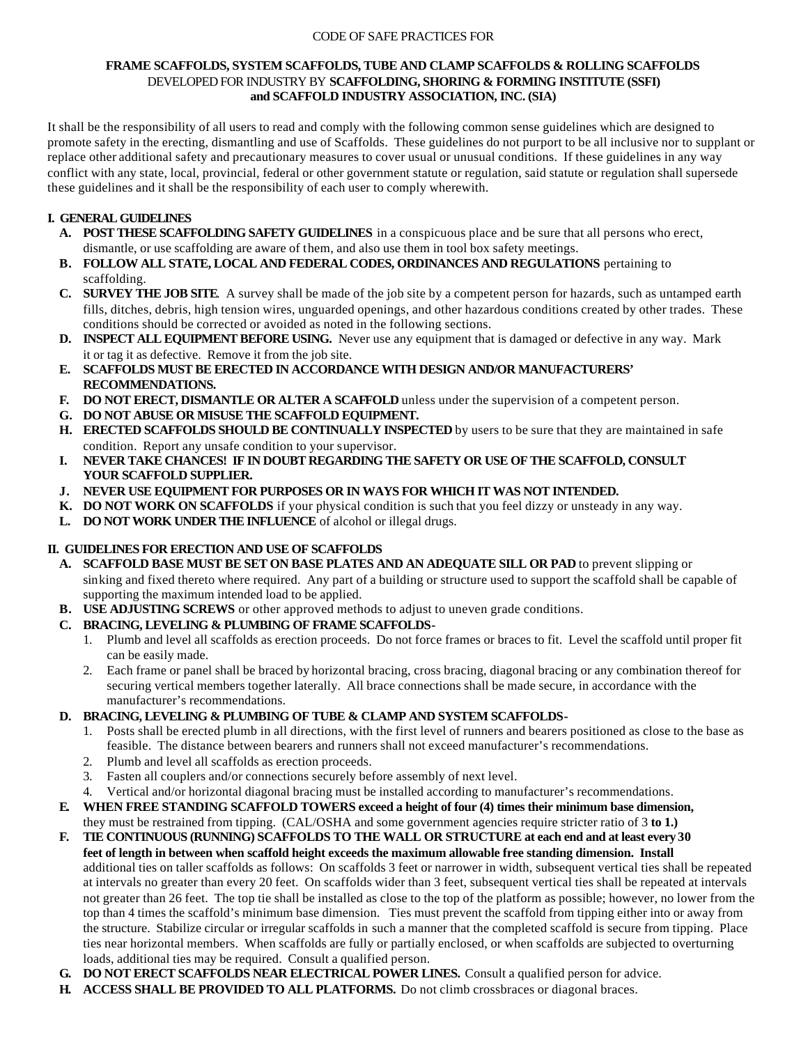CODE OF SAFE PRACTICES FOR

**FRAME SCAFFOLDS, SYSTEM SCAFFOLDS, TUBE AND CLAMP SCAFFOLDS & ROLLING SCAFFOLDS**
DEVELOPED FOR INDUSTRY BY **SCAFFOLDING, SHORING & FORMING INSTITUTE (SSFI)**
**and SCAFFOLD INDUSTRY ASSOCIATION, INC. (SIA)**

It shall be the responsibility of all users to read and comply with the following common sense guidelines which are designed to promote safety in the erecting, dismantling and use of Scaffolds. These guidelines do not purport to be all inclusive nor to supplant or replace other additional safety and precautionary measures to cover usual or unusual conditions. If these guidelines in any way conflict with any state, local, provincial, federal or other government statute or regulation, said statute or regulation shall supersede these guidelines and it shall be the responsibility of each user to comply wherewith.

## I. GENERAL GUIDELINES

- **A. POST THESE SCAFFOLDING SAFETY GUIDELINES** in a conspicuous place and be sure that all persons who erect, dismantle, or use scaffolding are aware of them, and also use them in tool box safety meetings.
- **B. FOLLOW ALL STATE, LOCAL AND FEDERAL CODES, ORDINANCES AND REGULATIONS** pertaining to scaffolding.
- **C. SURVEY THE JOB SITE**. A survey shall be made of the job site by a competent person for hazards, such as untamped earth fills, ditches, debris, high tension wires, unguarded openings, and other hazardous conditions created by other trades. These conditions should be corrected or avoided as noted in the following sections.
- **D. INSPECT ALL EQUIPMENT BEFORE USING.** Never use any equipment that is damaged or defective in any way. Mark it or tag it as defective. Remove it from the job site.
- **E. SCAFFOLDS MUST BE ERECTED IN ACCORDANCE WITH DESIGN AND/OR MANUFACTURERS' RECOMMENDATIONS.**
- **F. DO NOT ERECT, DISMANTLE OR ALTER A SCAFFOLD** unless under the supervision of a competent person.
- **G. DO NOT ABUSE OR MISUSE THE SCAFFOLD EQUIPMENT.**
- **H. ERECTED SCAFFOLDS SHOULD BE CONTINUALLY INSPECTED** by users to be sure that they are maintained in safe condition. Report any unsafe condition to your supervisor.
- **I. NEVER TAKE CHANCES! IF IN DOUBT REGARDING THE SAFETY OR USE OF THE SCAFFOLD, CONSULT YOUR SCAFFOLD SUPPLIER.**
- **J. NEVER USE EQUIPMENT FOR PURPOSES OR IN WAYS FOR WHICH IT WAS NOT INTENDED.**
- **K. DO NOT WORK ON SCAFFOLDS** if your physical condition is such that you feel dizzy or unsteady in any way.
- **L. DO NOT WORK UNDER THE INFLUENCE** of alcohol or illegal drugs.

## II. GUIDELINES FOR ERECTION AND USE OF SCAFFOLDS

- **A. SCAFFOLD BASE MUST BE SET ON BASE PLATES AND AN ADEQUATE SILL OR PAD** to prevent slipping or sinking and fixed thereto where required. Any part of a building or structure used to support the scaffold shall be capable of supporting the maximum intended load to be applied.
- **B. USE ADJUSTING SCREWS** or other approved methods to adjust to uneven grade conditions.
- **C. BRACING, LEVELING & PLUMBING OF FRAME SCAFFOLDS-**
  1. Plumb and level all scaffolds as erection proceeds. Do not force frames or braces to fit. Level the scaffold until proper fit can be easily made.
  2. Each frame or panel shall be braced by horizontal bracing, cross bracing, diagonal bracing or any combination thereof for securing vertical members together laterally. All brace connections shall be made secure, in accordance with the manufacturer's recommendations.
- **D. BRACING, LEVELING & PLUMBING OF TUBE & CLAMP AND SYSTEM SCAFFOLDS-**
  1. Posts shall be erected plumb in all directions, with the first level of runners and bearers positioned as close to the base as feasible. The distance between bearers and runners shall not exceed manufacturer's recommendations.
  2. Plumb and level all scaffolds as erection proceeds.
  3. Fasten all couplers and/or connections securely before assembly of next level.
  4. Vertical and/or horizontal diagonal bracing must be installed according to manufacturer's recommendations.
- **E. WHEN FREE STANDING SCAFFOLD TOWERS exceed a height of four (4) times their minimum base dimension,** they must be restrained from tipping. (CAL/OSHA and some government agencies require stricter ratio of 3 **to 1.)**
- **F. TIE CONTINUOUS (RUNNING) SCAFFOLDS TO THE WALL OR STRUCTURE at each end and at least every 30 feet of length in between when scaffold height exceeds the maximum allowable free standing dimension. Install** additional ties on taller scaffolds as follows: On scaffolds 3 feet or narrower in width, subsequent vertical ties shall be repeated at intervals no greater than every 20 feet. On scaffolds wider than 3 feet, subsequent vertical ties shall be repeated at intervals not greater than 26 feet. The top tie shall be installed as close to the top of the platform as possible; however, no lower from the top than 4 times the scaffold's minimum base dimension. Ties must prevent the scaffold from tipping either into or away from the structure. Stabilize circular or irregular scaffolds in such a manner that the completed scaffold is secure from tipping. Place ties near horizontal members. When scaffolds are fully or partially enclosed, or when scaffolds are subjected to overturning loads, additional ties may be required. Consult a qualified person.
- **G. DO NOT ERECT SCAFFOLDS NEAR ELECTRICAL POWER LINES.** Consult a qualified person for advice.
- **H. ACCESS SHALL BE PROVIDED TO ALL PLATFORMS.** Do not climb crossbraces or diagonal braces.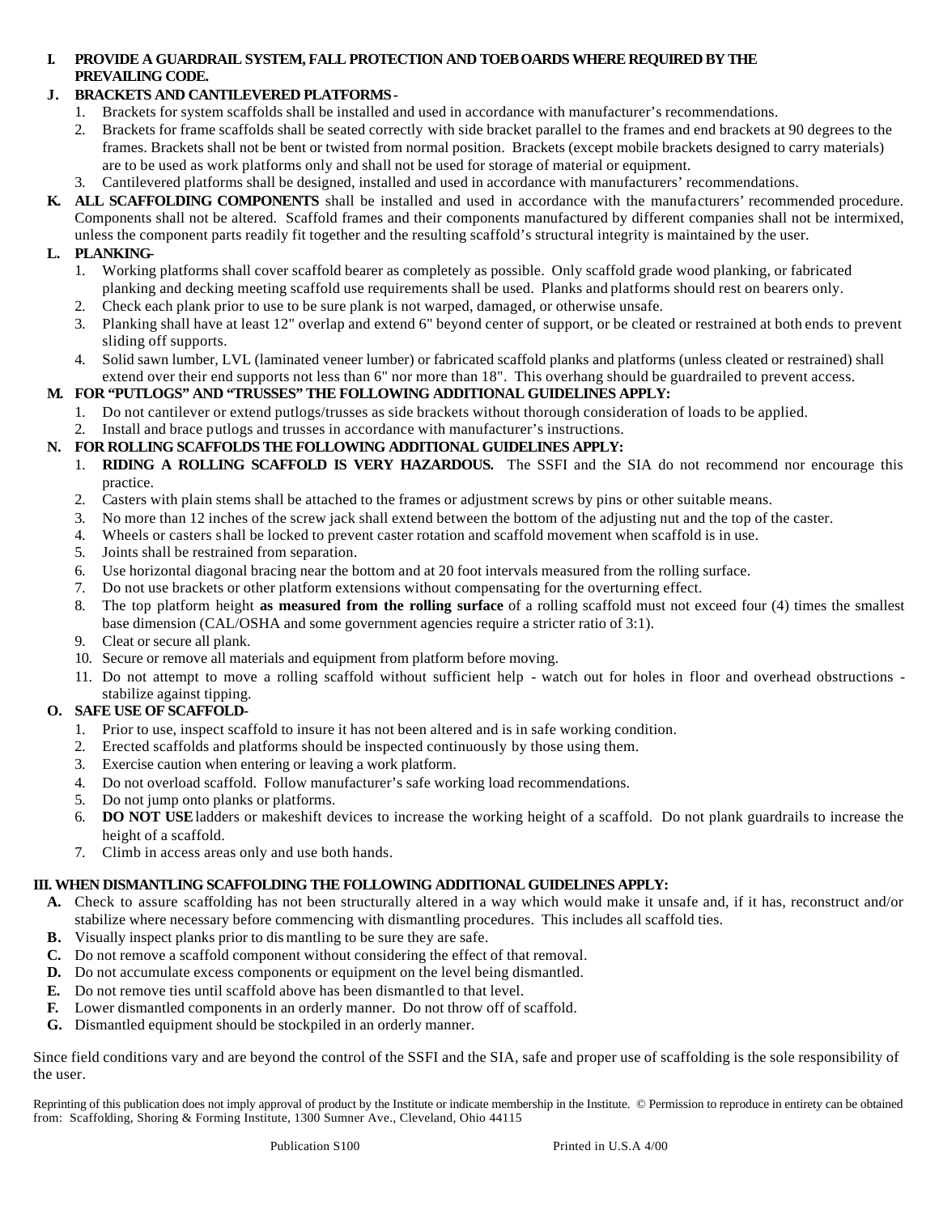**I. PROVIDE A GUARDRAIL SYSTEM, FALL PROTECTION AND TOEBOARDS WHERE REQUIRED BY THE PREVAILING CODE.**

**J. BRACKETS AND CANTILEVERED PLATFORMS -**

1. Brackets for system scaffolds shall be installed and used in accordance with manufacturer's recommendations.
2. Brackets for frame scaffolds shall be seated correctly with side bracket parallel to the frames and end brackets at 90 degrees to the frames. Brackets shall not be bent or twisted from normal position. Brackets (except mobile brackets designed to carry materials) are to be used as work platforms only and shall not be used for storage of material or equipment.
3. Cantilevered platforms shall be designed, installed and used in accordance with manufacturers' recommendations.

**K. ALL SCAFFOLDING COMPONENTS** shall be installed and used in accordance with the manufacturers' recommended procedure. Components shall not be altered. Scaffold frames and their components manufactured by different companies shall not be intermixed, unless the component parts readily fit together and the resulting scaffold's structural integrity is maintained by the user.

**L. PLANKING-**

1. Working platforms shall cover scaffold bearer as completely as possible. Only scaffold grade wood planking, or fabricated planking and decking meeting scaffold use requirements shall be used. Planks and platforms should rest on bearers only.
2. Check each plank prior to use to be sure plank is not warped, damaged, or otherwise unsafe.
3. Planking shall have at least 12" overlap and extend 6" beyond center of support, or be cleated or restrained at both ends to prevent sliding off supports.
4. Solid sawn lumber, LVL (laminated veneer lumber) or fabricated scaffold planks and platforms (unless cleated or restrained) shall extend over their end supports not less than 6" nor more than 18". This overhang should be guardrailed to prevent access.

**M. FOR "PUTLOGS" AND "TRUSSES" THE FOLLOWING ADDITIONAL GUIDELINES APPLY:**

1. Do not cantilever or extend putlogs/trusses as side brackets without thorough consideration of loads to be applied.
2. Install and brace putlogs and trusses in accordance with manufacturer's instructions.

**N. FOR ROLLING SCAFFOLDS THE FOLLOWING ADDITIONAL GUIDELINES APPLY:**

1. **RIDING A ROLLING SCAFFOLD IS VERY HAZARDOUS.** The SSFI and the SIA do not recommend nor encourage this practice.
2. Casters with plain stems shall be attached to the frames or adjustment screws by pins or other suitable means.
3. No more than 12 inches of the screw jack shall extend between the bottom of the adjusting nut and the top of the caster.
4. Wheels or casters shall be locked to prevent caster rotation and scaffold movement when scaffold is in use.
5. Joints shall be restrained from separation.
6. Use horizontal diagonal bracing near the bottom and at 20 foot intervals measured from the rolling surface.
7. Do not use brackets or other platform extensions without compensating for the overturning effect.
8. The top platform height **as measured from the rolling surface** of a rolling scaffold must not exceed four (4) times the smallest base dimension (CAL/OSHA and some government agencies require a stricter ratio of 3:1).
9. Cleat or secure all plank.
10. Secure or remove all materials and equipment from platform before moving.
11. Do not attempt to move a rolling scaffold without sufficient help - watch out for holes in floor and overhead obstructions - stabilize against tipping.

**O. SAFE USE OF SCAFFOLD-**

1. Prior to use, inspect scaffold to insure it has not been altered and is in safe working condition.
2. Erected scaffolds and platforms should be inspected continuously by those using them.
3. Exercise caution when entering or leaving a work platform.
4. Do not overload scaffold. Follow manufacturer's safe working load recommendations.
5. Do not jump onto planks or platforms.
6. **DO NOT USE** ladders or makeshift devices to increase the working height of a scaffold. Do not plank guardrails to increase the height of a scaffold.
7. Climb in access areas only and use both hands.

## III. WHEN DISMANTLING SCAFFOLDING THE FOLLOWING ADDITIONAL GUIDELINES APPLY:

**A.** Check to assure scaffolding has not been structurally altered in a way which would make it unsafe and, if it has, reconstruct and/or stabilize where necessary before commencing with dismantling procedures. This includes all scaffold ties.

**B.** Visually inspect planks prior to dismantling to be sure they are safe.

**C.** Do not remove a scaffold component without considering the effect of that removal.

**D.** Do not accumulate excess components or equipment on the level being dismantled.

**E.** Do not remove ties until scaffold above has been dismantled to that level.

**F.** Lower dismantled components in an orderly manner. Do not throw off of scaffold.

**G.** Dismantled equipment should be stockpiled in an orderly manner.

Since field conditions vary and are beyond the control of the SSFI and the SIA, safe and proper use of scaffolding is the sole responsibility of the user.

Reprinting of this publication does not imply approval of product by the Institute or indicate membership in the Institute. © Permission to reproduce in entirety can be obtained from: Scaffolding, Shoring & Forming Institute, 1300 Sumner Ave., Cleveland, Ohio 44115

Publication S100 Printed in U.S.A 4/00